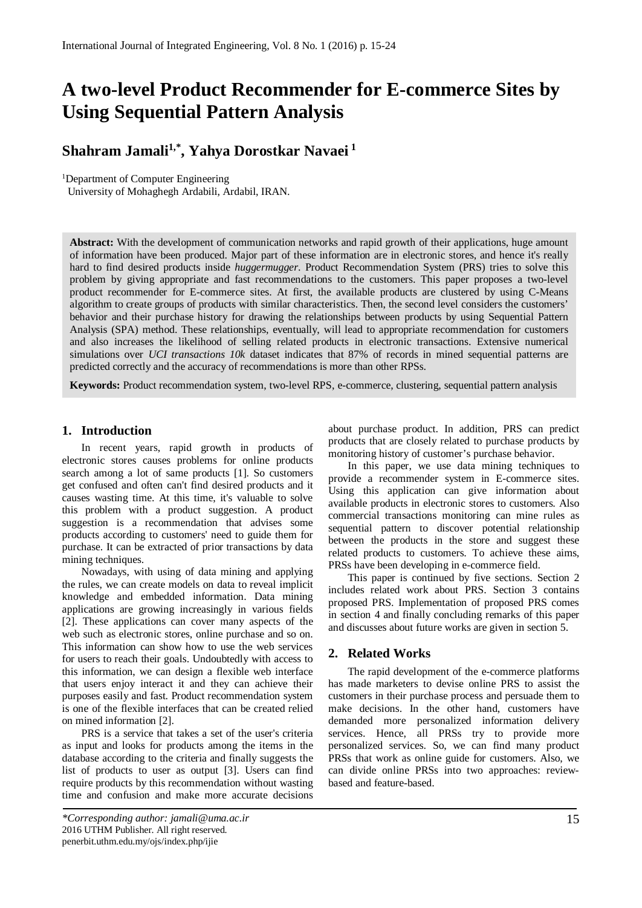# A two-level Product Recommender for E-commerce Sites by Using Sequential Pattern Analysis

**Shahram Jamali[1,*], Yahya Dorostkar Navaei [1]**

[1]Department of Computer Engineering
University of Mohaghegh Ardabili, Ardabil, IRAN.

**Abstract:** With the development of communication networks and rapid growth of their applications, huge amount of information have been produced. Major part of these information are in electronic stores, and hence it's really hard to find desired products inside *huggermugger*. Product Recommendation System (PRS) tries to solve this problem by giving appropriate and fast recommendations to the customers. This paper proposes a two-level product recommender for E-commerce sites. At first, the available products are clustered by using C-Means algorithm to create groups of products with similar characteristics. Then, the second level considers the customers' behavior and their purchase history for drawing the relationships between products by using Sequential Pattern Analysis (SPA) method. These relationships, eventually, will lead to appropriate recommendation for customers and also increases the likelihood of selling related products in electronic transactions. Extensive numerical simulations over *UCI transactions 10k* dataset indicates that 87% of records in mined sequential patterns are predicted correctly and the accuracy of recommendations is more than other RPSs.

**Keywords:** Product recommendation system, two-level RPS, e-commerce, clustering, sequential pattern analysis

## 1. Introduction

In recent years, rapid growth in products of electronic stores causes problems for online products search among a lot of same products [1]. So customers get confused and often can't find desired products and it causes wasting time. At this time, it's valuable to solve this problem with a product suggestion. A product suggestion is a recommendation that advises some products according to customers' need to guide them for purchase. It can be extracted of prior transactions by data mining techniques.

Nowadays, with using of data mining and applying the rules, we can create models on data to reveal implicit knowledge and embedded information. Data mining applications are growing increasingly in various fields [2]. These applications can cover many aspects of the web such as electronic stores, online purchase and so on. This information can show how to use the web services for users to reach their goals. Undoubtedly with access to this information, we can design a flexible web interface that users enjoy interact it and they can achieve their purposes easily and fast. Product recommendation system is one of the flexible interfaces that can be created relied on mined information [2].

PRS is a service that takes a set of the user's criteria as input and looks for products among the items in the database according to the criteria and finally suggests the list of products to user as output [3]. Users can find require products by this recommendation without wasting time and confusion and make more accurate decisions about purchase product. In addition, PRS can predict products that are closely related to purchase products by monitoring history of customer's purchase behavior.

In this paper, we use data mining techniques to provide a recommender system in E-commerce sites. Using this application can give information about available products in electronic stores to customers. Also commercial transactions monitoring can mine rules as sequential pattern to discover potential relationship between the products in the store and suggest these related products to customers. To achieve these aims, PRSs have been developing in e-commerce field.

This paper is continued by five sections. Section 2 includes related work about PRS. Section 3 contains proposed PRS. Implementation of proposed PRS comes in section 4 and finally concluding remarks of this paper and discusses about future works are given in section 5.

## 2. Related Works

The rapid development of the e-commerce platforms has made marketers to devise online PRS to assist the customers in their purchase process and persuade them to make decisions. In the other hand, customers have demanded more personalized information delivery services. Hence, all PRSs try to provide more personalized services. So, we can find many product PRSs that work as online guide for customers. Also, we can divide online PRSs into two approaches: review-based and feature-based.

*\*Corresponding author: jamali@uma.ac.ir*
2016 UTHM Publisher. All right reserved.
penerbit.uthm.edu.my/ojs/index.php/ijie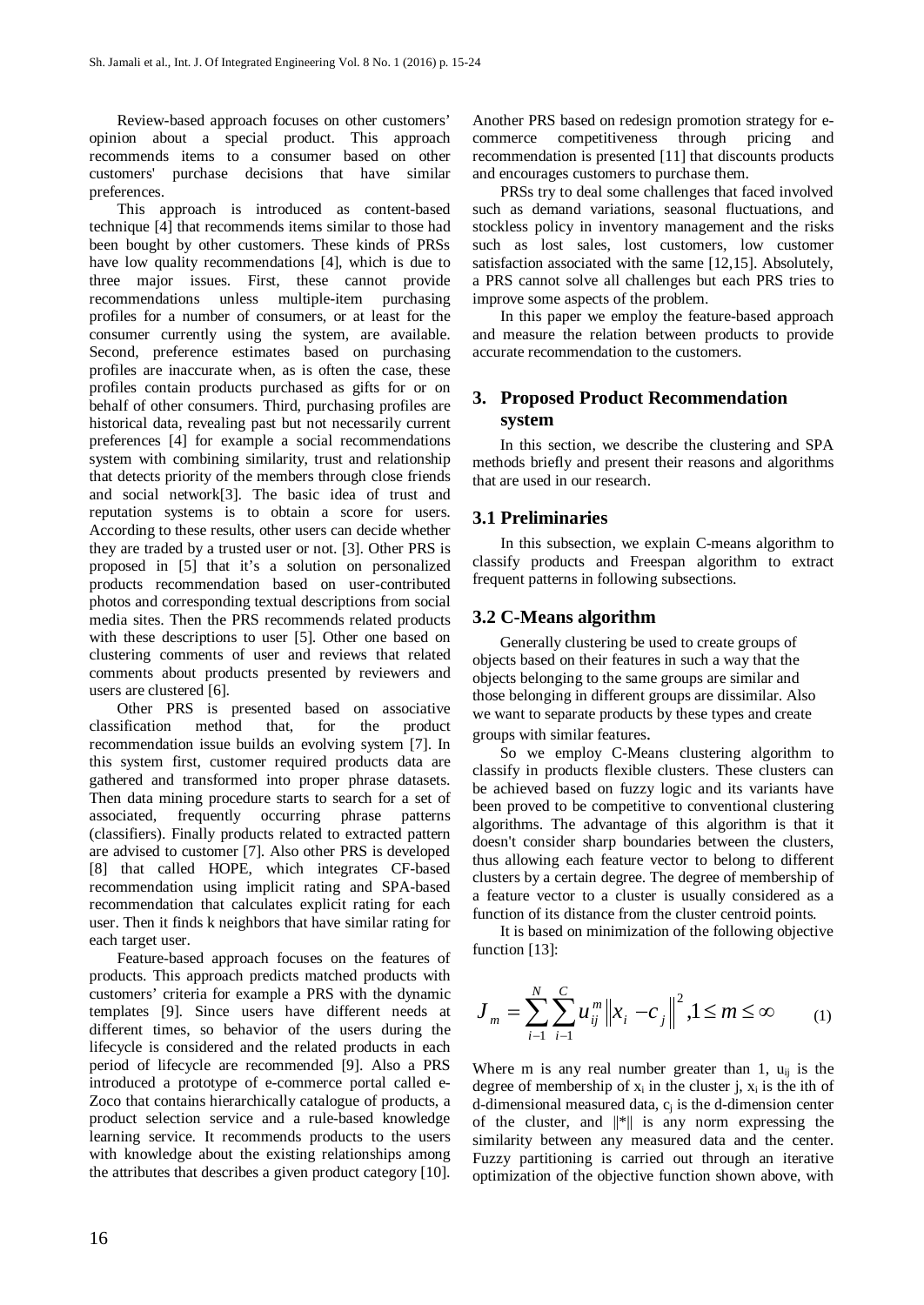Review-based approach focuses on other customers' opinion about a special product. This approach recommends items to a consumer based on other customers' purchase decisions that have similar preferences.

This approach is introduced as content-based technique [4] that recommends items similar to those had been bought by other customers. These kinds of PRSs have low quality recommendations [4], which is due to three major issues. First, these cannot provide recommendations unless multiple-item purchasing profiles for a number of consumers, or at least for the consumer currently using the system, are available. Second, preference estimates based on purchasing profiles are inaccurate when, as is often the case, these profiles contain products purchased as gifts for or on behalf of other consumers. Third, purchasing profiles are historical data, revealing past but not necessarily current preferences [4] for example a social recommendations system with combining similarity, trust and relationship that detects priority of the members through close friends and social network[3]. The basic idea of trust and reputation systems is to obtain a score for users. According to these results, other users can decide whether they are traded by a trusted user or not. [3]. Other PRS is proposed in [5] that it's a solution on personalized products recommendation based on user-contributed photos and corresponding textual descriptions from social media sites. Then the PRS recommends related products with these descriptions to user [5]. Other one based on clustering comments of user and reviews that related comments about products presented by reviewers and users are clustered [6].

Other PRS is presented based on associative classification method that, for the product recommendation issue builds an evolving system [7]. In this system first, customer required products data are gathered and transformed into proper phrase datasets. Then data mining procedure starts to search for a set of associated, frequently occurring phrase patterns (classifiers). Finally products related to extracted pattern are advised to customer [7]. Also other PRS is developed [8] that called HOPE, which integrates CF-based recommendation using implicit rating and SPA-based recommendation that calculates explicit rating for each user. Then it finds k neighbors that have similar rating for each target user.

Feature-based approach focuses on the features of products. This approach predicts matched products with customers' criteria for example a PRS with the dynamic templates [9]. Since users have different needs at different times, so behavior of the users during the lifecycle is considered and the related products in each period of lifecycle are recommended [9]. Also a PRS introduced a prototype of e-commerce portal called e-Zoco that contains hierarchically catalogue of products, a product selection service and a rule-based knowledge learning service. It recommends products to the users with knowledge about the existing relationships among the attributes that describes a given product category [10]. Another PRS based on redesign promotion strategy for e-commerce competitiveness through pricing and recommendation is presented [11] that discounts products and encourages customers to purchase them.

PRSs try to deal some challenges that faced involved such as demand variations, seasonal fluctuations, and stockless policy in inventory management and the risks such as lost sales, lost customers, low customer satisfaction associated with the same [12,15]. Absolutely, a PRS cannot solve all challenges but each PRS tries to improve some aspects of the problem.

In this paper we employ the feature-based approach and measure the relation between products to provide accurate recommendation to the customers.

## 3. Proposed Product Recommendation system

In this section, we describe the clustering and SPA methods briefly and present their reasons and algorithms that are used in our research.

### 3.1 Preliminaries

In this subsection, we explain C-means algorithm to classify products and Freespan algorithm to extract frequent patterns in following subsections.

### 3.2 C-Means algorithm

Generally clustering be used to create groups of objects based on their features in such a way that the objects belonging to the same groups are similar and those belonging in different groups are dissimilar. Also we want to separate products by these types and create groups with similar features.

So we employ C-Means clustering algorithm to classify in products flexible clusters. These clusters can be achieved based on fuzzy logic and its variants have been proved to be competitive to conventional clustering algorithms. The advantage of this algorithm is that it doesn't consider sharp boundaries between the clusters, thus allowing each feature vector to belong to different clusters by a certain degree. The degree of membership of a feature vector to a cluster is usually considered as a function of its distance from the cluster centroid points.

It is based on minimization of the following objective function [13]:

$$J_m = \sum_{i-1}^{N} \sum_{i-1}^{C} u_{ij}^m \left\| x_i - c_j \right\|^2, 1 \le m \le \infty \qquad (1)$$

Where m is any real number greater than 1, $u_{ij}$ is the degree of membership of $x_i$ in the cluster j, $x_i$ is the ith of d-dimensional measured data, $c_j$ is the d-dimension center of the cluster, and ‖*‖ is any norm expressing the similarity between any measured data and the center. Fuzzy partitioning is carried out through an iterative optimization of the objective function shown above, with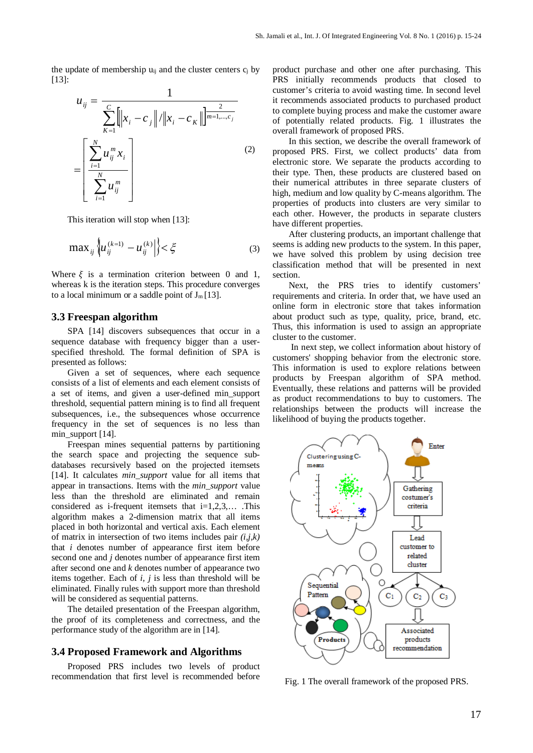the update of membership $u_{ij}$ and the cluster centers $c_j$ by [13]:

$$u_{ij} = \frac{1}{\sum_{K=1}^{C}\left[\left\|x_i - c_j\right\| / \left\|x_i - c_K\right\|\right]^{\frac{2}{m=1,\ldots,c_j}}} = \left[\frac{\sum_{i=1}^{N} u_{ij}^{m} x_i}{\sum_{i=1}^{N} u_{ij}^{m}}\right] \quad (2)$$

This iteration will stop when [13]:

$$\max_{ij}\left\{\left|u_{ij}^{(k+1)} - u_{ij}^{(k)}\right|\right\} < \xi \quad (3)$$

Where $\xi$ is a termination criterion between 0 and 1, whereas k is the iteration steps. This procedure converges to a local minimum or a saddle point of $J_m$ [13].

### 3.3 Freespan algorithm

SPA [14] discovers subsequences that occur in a sequence database with frequency bigger than a user-specified threshold. The formal definition of SPA is presented as follows:

Given a set of sequences, where each sequence consists of a list of elements and each element consists of a set of items, and given a user-defined min_support threshold, sequential pattern mining is to find all frequent subsequences, i.e., the subsequences whose occurrence frequency in the set of sequences is no less than min_support [14].

Freespan mines sequential patterns by partitioning the search space and projecting the sequence sub-databases recursively based on the projected itemsets [14]. It calculates *min_support* value for all items that appear in transactions. Items with the *min_support* value less than the threshold are eliminated and remain considered as i-frequent itemsets that i=1,2,3,… .This algorithm makes a 2-dimension matrix that all items placed in both horizontal and vertical axis. Each element of matrix in intersection of two items includes pair *(i,j,k)* that *i* denotes number of appearance first item before second one and *j* denotes number of appearance first item after second one and *k* denotes number of appearance two items together. Each of *i, j* is less than threshold will be eliminated. Finally rules with support more than threshold will be considered as sequential patterns.

The detailed presentation of the Freespan algorithm, the proof of its completeness and correctness, and the performance study of the algorithm are in [14].

### 3.4 Proposed Framework and Algorithms

Proposed PRS includes two levels of product recommendation that first level is recommended before product purchase and other one after purchasing. This PRS initially recommends products that closed to customer's criteria to avoid wasting time. In second level it recommends associated products to purchased product to complete buying process and make the customer aware of potentially related products. Fig. 1 illustrates the overall framework of proposed PRS.

In this section, we describe the overall framework of proposed PRS. First, we collect products' data from electronic store. We separate the products according to their type. Then, these products are clustered based on their numerical attributes in three separate clusters of high, medium and low quality by C-means algorithm. The properties of products into clusters are very similar to each other. However, the products in separate clusters have different properties.

After clustering products, an important challenge that seems is adding new products to the system. In this paper, we have solved this problem by using decision tree classification method that will be presented in next section.

Next, the PRS tries to identify customers' requirements and criteria. In order that, we have used an online form in electronic store that takes information about product such as type, quality, price, brand, etc. Thus, this information is used to assign an appropriate cluster to the customer.

In next step, we collect information about history of customers' shopping behavior from the electronic store. This information is used to explore relations between products by Freespan algorithm of SPA method. Eventually, these relations and patterns will be provided as product recommendations to buy to customers. The relationships between the products will increase the likelihood of buying the products together.

Fig. 1 The overall framework of the proposed PRS.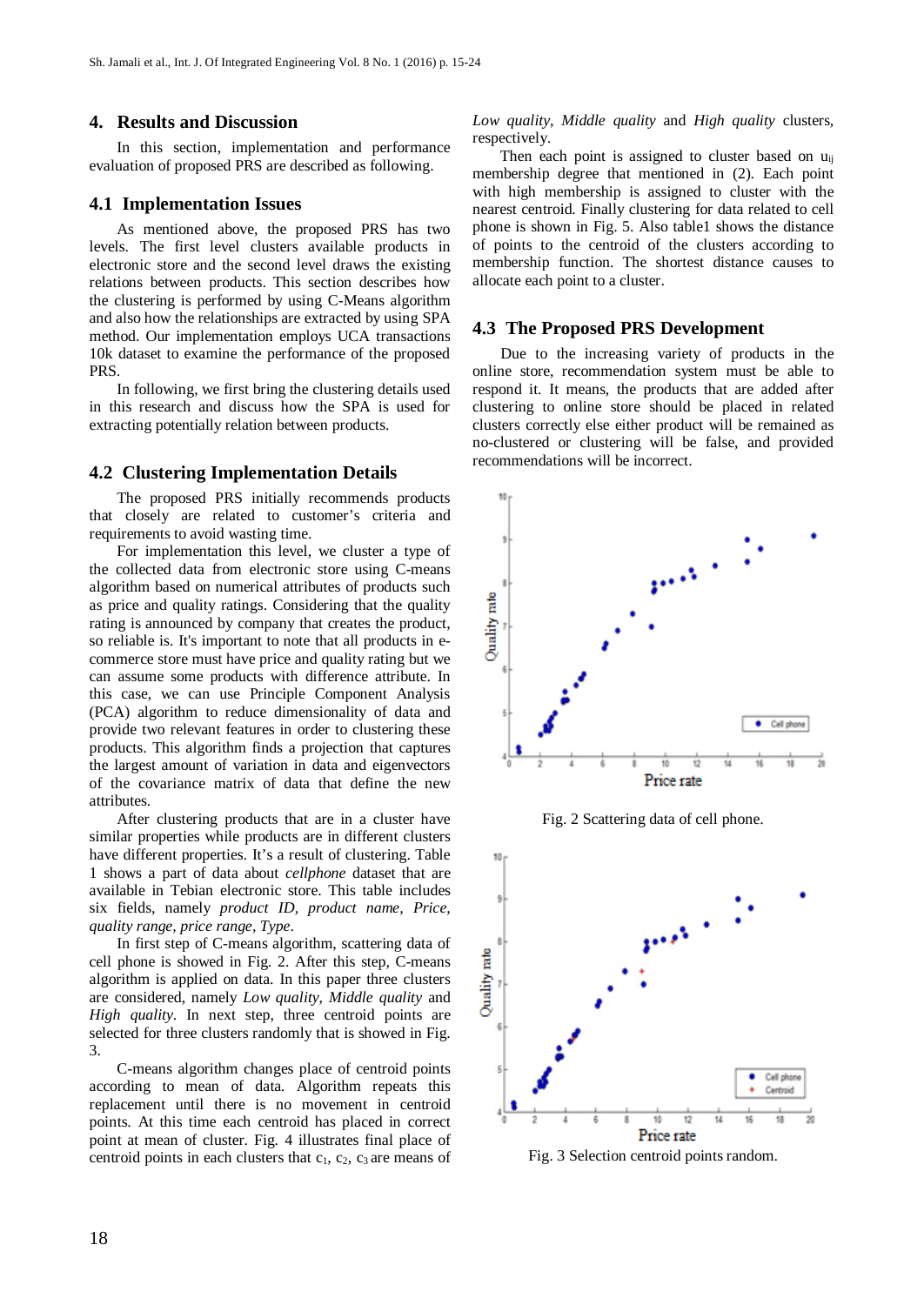## 4. Results and Discussion

In this section, implementation and performance evaluation of proposed PRS are described as following.

### 4.1 Implementation Issues

As mentioned above, the proposed PRS has two levels. The first level clusters available products in electronic store and the second level draws the existing relations between products. This section describes how the clustering is performed by using C-Means algorithm and also how the relationships are extracted by using SPA method. Our implementation employs UCA transactions 10k dataset to examine the performance of the proposed PRS.

In following, we first bring the clustering details used in this research and discuss how the SPA is used for extracting potentially relation between products.

### 4.2 Clustering Implementation Details

The proposed PRS initially recommends products that closely are related to customer's criteria and requirements to avoid wasting time.

For implementation this level, we cluster a type of the collected data from electronic store using C-means algorithm based on numerical attributes of products such as price and quality ratings. Considering that the quality rating is announced by company that creates the product, so reliable is. It's important to note that all products in e-commerce store must have price and quality rating but we can assume some products with difference attribute. In this case, we can use Principle Component Analysis (PCA) algorithm to reduce dimensionality of data and provide two relevant features in order to clustering these products. This algorithm finds a projection that captures the largest amount of variation in data and eigenvectors of the covariance matrix of data that define the new attributes.

After clustering products that are in a cluster have similar properties while products are in different clusters have different properties. It's a result of clustering. Table 1 shows a part of data about *cellphone* dataset that are available in Tebian electronic store. This table includes six fields, namely *product ID*, *product name*, *Price*, *quality range*, *price range*, *Type*.

In first step of C-means algorithm, scattering data of cell phone is showed in Fig. 2. After this step, C-means algorithm is applied on data. In this paper three clusters are considered, namely *Low quality*, *Middle quality* and *High quality*. In next step, three centroid points are selected for three clusters randomly that is showed in Fig. 3.

C-means algorithm changes place of centroid points according to mean of data. Algorithm repeats this replacement until there is no movement in centroid points. At this time each centroid has placed in correct point at mean of cluster. Fig. 4 illustrates final place of centroid points in each clusters that $c_1$, $c_2$, $c_3$ are means of *Low quality*, *Middle quality* and *High quality* clusters, respectively.

Then each point is assigned to cluster based on $u_{ij}$ membership degree that mentioned in (2). Each point with high membership is assigned to cluster with the nearest centroid. Finally clustering for data related to cell phone is shown in Fig. 5. Also table1 shows the distance of points to the centroid of the clusters according to membership function. The shortest distance causes to allocate each point to a cluster.

### 4.3 The Proposed PRS Development

Due to the increasing variety of products in the online store, recommendation system must be able to respond it. It means, the products that are added after clustering to online store should be placed in related clusters correctly else either product will be remained as no-clustered or clustering will be false, and provided recommendations will be incorrect.

Fig. 2 Scattering data of cell phone.

Fig. 3 Selection centroid points random.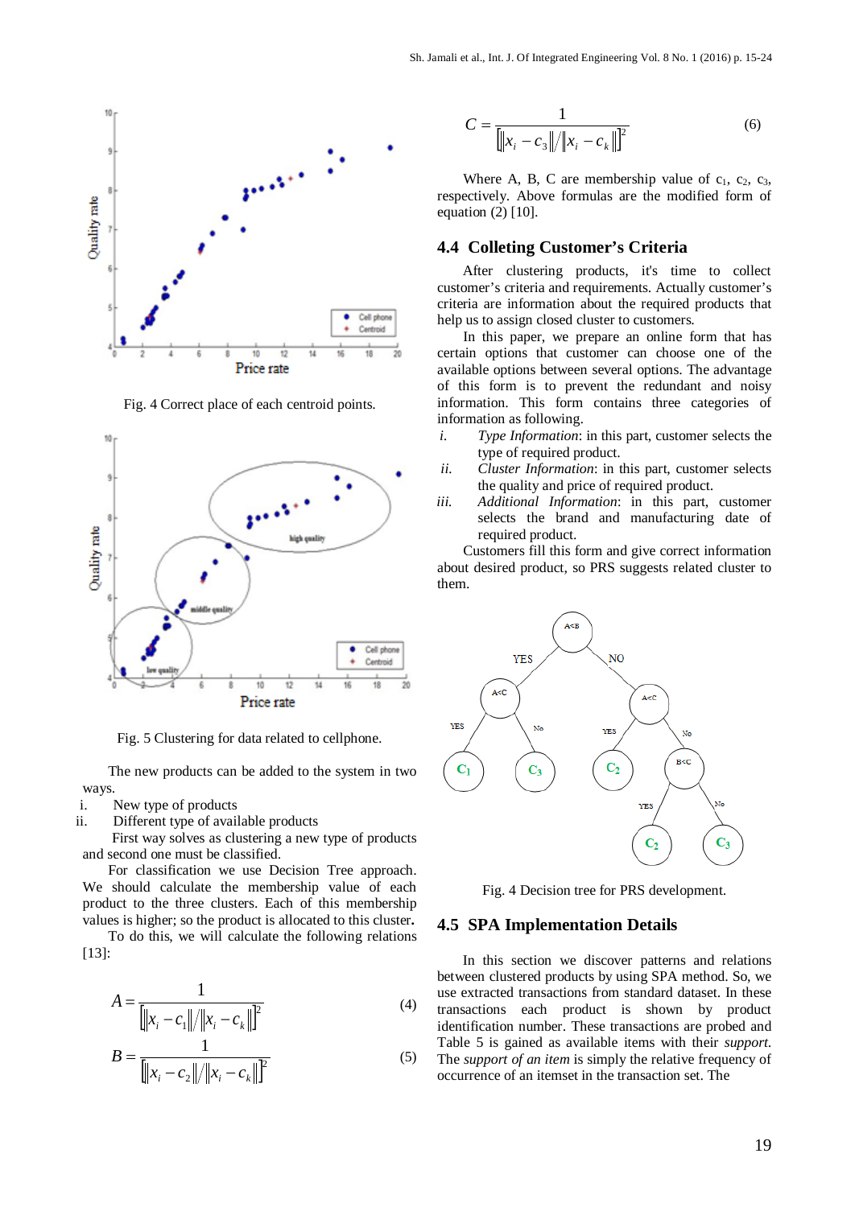Fig. 4 Correct place of each centroid points.

Fig. 5 Clustering for data related to cellphone.

The new products can be added to the system in two ways.

i. New type of products
ii. Different type of available products

First way solves as clustering a new type of products and second one must be classified.

For classification we use Decision Tree approach. We should calculate the membership value of each product to the three clusters. Each of this membership values is higher; so the product is allocated to this cluster.

To do this, we will calculate the following relations [13]:

$$A = \frac{1}{\left[\left\|x_i - c_1\right\| / \left\|x_i - c_k\right\|\right]^2} \tag{4}$$

$$B = \frac{1}{\left[\left\|x_i - c_2\right\| / \left\|x_i - c_k\right\|\right]^2} \tag{5}$$

$$C = \frac{1}{\left[\left\|x_i - c_3\right\| / \left\|x_i - c_k\right\|\right]^2} \tag{6}$$

Where A, B, C are membership value of $c_1$, $c_2$, $c_3$, respectively. Above formulas are the modified form of equation (2) [10].

## 4.4 Colleting Customer's Criteria

After clustering products, it's time to collect customer's criteria and requirements. Actually customer's criteria are information about the required products that help us to assign closed cluster to customers.

In this paper, we prepare an online form that has certain options that customer can choose one of the available options between several options. The advantage of this form is to prevent the redundant and noisy information. This form contains three categories of information as following.

i. *Type Information*: in this part, customer selects the type of required product.
ii. *Cluster Information*: in this part, customer selects the quality and price of required product.
iii. *Additional Information*: in this part, customer selects the brand and manufacturing date of required product.

Customers fill this form and give correct information about desired product, so PRS suggests related cluster to them.

Fig. 4 Decision tree for PRS development.

## 4.5 SPA Implementation Details

In this section we discover patterns and relations between clustered products by using SPA method. So, we use extracted transactions from standard dataset. In these transactions each product is shown by product identification number. These transactions are probed and Table 5 is gained as available items with their *support*. The *support of an item* is simply the relative frequency of occurrence of an itemset in the transaction set. The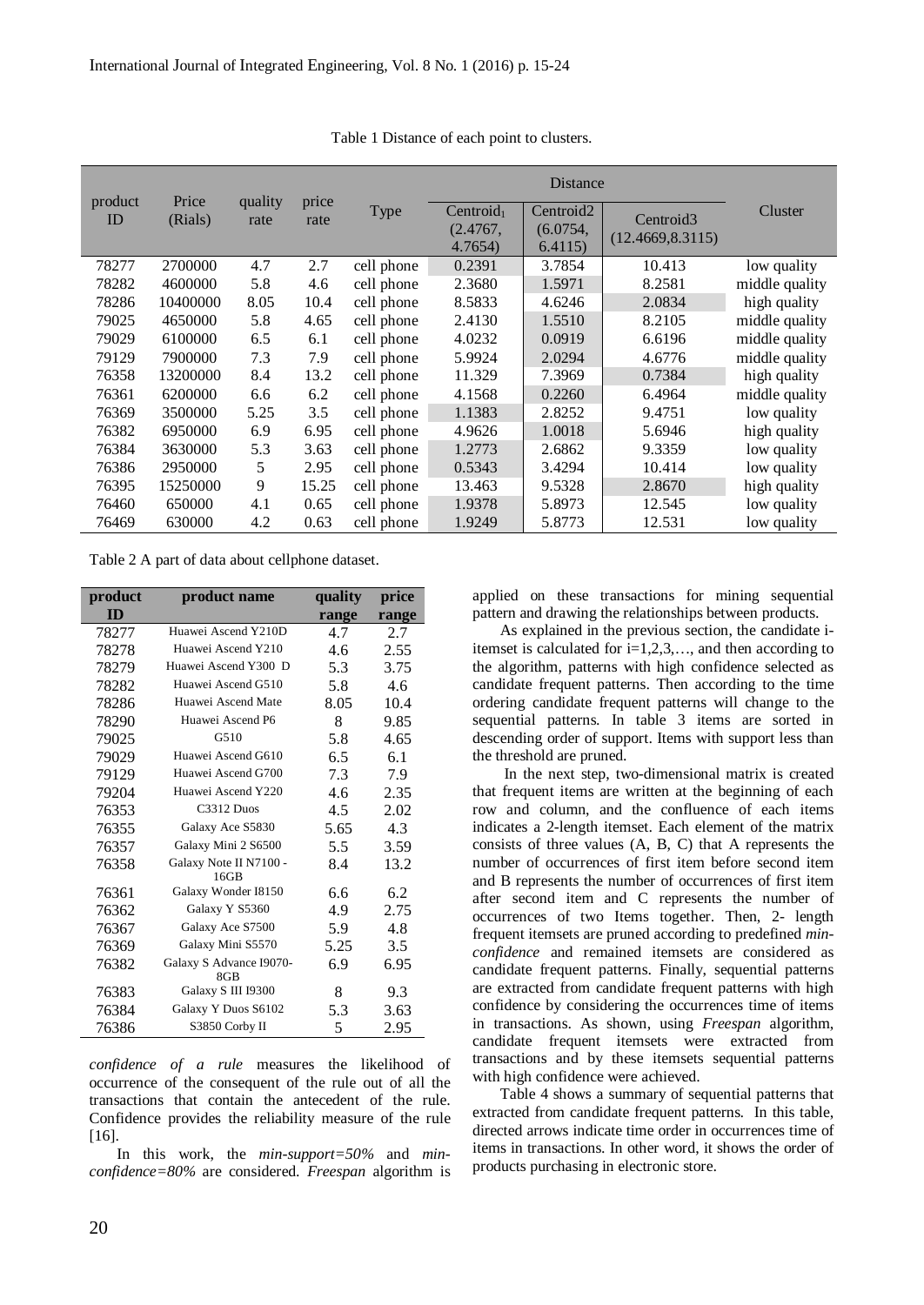Table 1 Distance of each point to clusters.

| product ID | Price (Rials) | quality rate | price rate | Type | Distance | | | Cluster |
|---|---|---|---|---|---|---|---|---|
| | | | | | Centroid$_1$ (2.4767, 4.7654) | Centroid2 (6.0754, 6.4115) | Centroid3 (12.4669,8.3115) | |
| 78277 | 2700000 | 4.7 | 2.7 | cell phone | 0.2391 | 3.7854 | 10.413 | low quality |
| 78282 | 4600000 | 5.8 | 4.6 | cell phone | 2.3680 | 1.5971 | 8.2581 | middle quality |
| 78286 | 10400000 | 8.05 | 10.4 | cell phone | 8.5833 | 4.6246 | 2.0834 | high quality |
| 79025 | 4650000 | 5.8 | 4.65 | cell phone | 2.4130 | 1.5510 | 8.2105 | middle quality |
| 79029 | 6100000 | 6.5 | 6.1 | cell phone | 4.0232 | 0.0919 | 6.6196 | middle quality |
| 79129 | 7900000 | 7.3 | 7.9 | cell phone | 5.9924 | 2.0294 | 4.6776 | middle quality |
| 76358 | 13200000 | 8.4 | 13.2 | cell phone | 11.329 | 7.3969 | 0.7384 | high quality |
| 76361 | 6200000 | 6.6 | 6.2 | cell phone | 4.1568 | 0.2260 | 6.4964 | middle quality |
| 76369 | 3500000 | 5.25 | 3.5 | cell phone | 1.1383 | 2.8252 | 9.4751 | low quality |
| 76382 | 6950000 | 6.9 | 6.95 | cell phone | 4.9626 | 1.0018 | 5.6946 | high quality |
| 76384 | 3630000 | 5.3 | 3.63 | cell phone | 1.2773 | 2.6862 | 9.3359 | low quality |
| 76386 | 2950000 | 5 | 2.95 | cell phone | 0.5343 | 3.4294 | 10.414 | low quality |
| 76395 | 15250000 | 9 | 15.25 | cell phone | 13.463 | 9.5328 | 2.8670 | high quality |
| 76460 | 650000 | 4.1 | 0.65 | cell phone | 1.9378 | 5.8973 | 12.545 | low quality |
| 76469 | 630000 | 4.2 | 0.63 | cell phone | 1.9249 | 5.8773 | 12.531 | low quality |

Table 2 A part of data about cellphone dataset.

| product ID | product name | quality range | price range |
|---|---|---|---|
| 78277 | Huawei Ascend Y210D | 4.7 | 2.7 |
| 78278 | Huawei Ascend Y210 | 4.6 | 2.55 |
| 78279 | Huawei Ascend Y300 D | 5.3 | 3.75 |
| 78282 | Huawei Ascend G510 | 5.8 | 4.6 |
| 78286 | Huawei Ascend Mate | 8.05 | 10.4 |
| 78290 | Huawei Ascend P6 | 8 | 9.85 |
| 79025 | G510 | 5.8 | 4.65 |
| 79029 | Huawei Ascend G610 | 6.5 | 6.1 |
| 79129 | Huawei Ascend G700 | 7.3 | 7.9 |
| 79204 | Huawei Ascend Y220 | 4.6 | 2.35 |
| 76353 | C3312 Duos | 4.5 | 2.02 |
| 76355 | Galaxy Ace S5830 | 5.65 | 4.3 |
| 76357 | Galaxy Mini 2 S6500 | 5.5 | 3.59 |
| 76358 | Galaxy Note II N7100 - 16GB | 8.4 | 13.2 |
| 76361 | Galaxy Wonder I8150 | 6.6 | 6.2 |
| 76362 | Galaxy Y S5360 | 4.9 | 2.75 |
| 76367 | Galaxy Ace S7500 | 5.9 | 4.8 |
| 76369 | Galaxy Mini S5570 | 5.25 | 3.5 |
| 76382 | Galaxy S Advance I9070-8GB | 6.9 | 6.95 |
| 76383 | Galaxy S III I9300 | 8 | 9.3 |
| 76384 | Galaxy Y Duos S6102 | 5.3 | 3.63 |
| 76386 | S3850 Corby II | 5 | 2.95 |

*confidence of a rule* measures the likelihood of occurrence of the consequent of the rule out of all the transactions that contain the antecedent of the rule. Confidence provides the reliability measure of the rule [16].

In this work, the *min-support=50%* and *min-confidence=80%* are considered. *Freespan* algorithm is applied on these transactions for mining sequential pattern and drawing the relationships between products.

As explained in the previous section, the candidate i-itemset is calculated for i=1,2,3,…, and then according to the algorithm, patterns with high confidence selected as candidate frequent patterns. Then according to the time ordering candidate frequent patterns will change to the sequential patterns. In table 3 items are sorted in descending order of support. Items with support less than the threshold are pruned.

In the next step, two-dimensional matrix is created that frequent items are written at the beginning of each row and column, and the confluence of each items indicates a 2-length itemset. Each element of the matrix consists of three values (A, B, C) that A represents the number of occurrences of first item before second item and B represents the number of occurrences of first item after second item and C represents the number of occurrences of two Items together. Then, 2- length frequent itemsets are pruned according to predefined *min-confidence* and remained itemsets are considered as candidate frequent patterns. Finally, sequential patterns are extracted from candidate frequent patterns with high confidence by considering the occurrences time of items in transactions. As shown, using *Freespan* algorithm, candidate frequent itemsets were extracted from transactions and by these itemsets sequential patterns with high confidence were achieved.

Table 4 shows a summary of sequential patterns that extracted from candidate frequent patterns. In this table, directed arrows indicate time order in occurrences time of items in transactions. In other word, it shows the order of products purchasing in electronic store.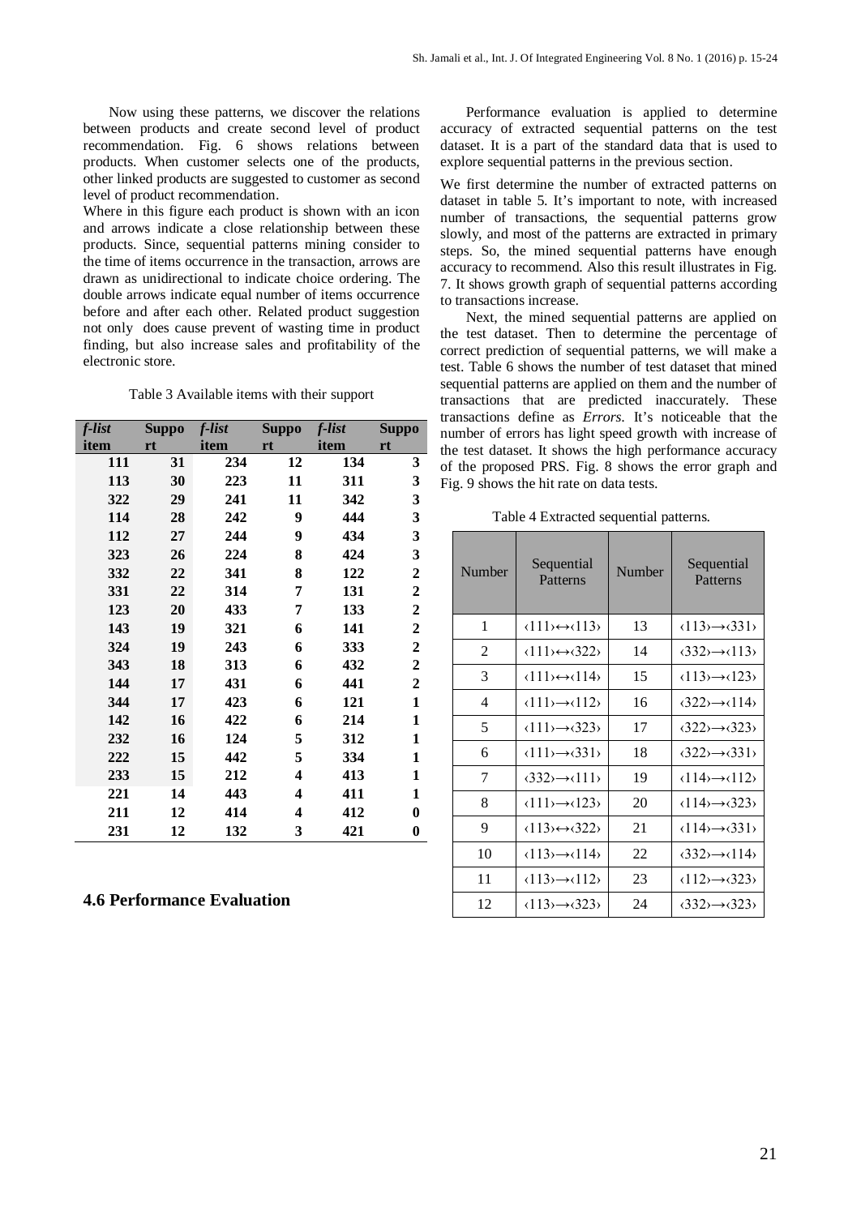Now using these patterns, we discover the relations between products and create second level of product recommendation. Fig. 6 shows relations between products. When customer selects one of the products, other linked products are suggested to customer as second level of product recommendation.

Where in this figure each product is shown with an icon and arrows indicate a close relationship between these products. Since, sequential patterns mining consider to the time of items occurrence in the transaction, arrows are drawn as unidirectional to indicate choice ordering. The double arrows indicate equal number of items occurrence before and after each other. Related product suggestion not only does cause prevent of wasting time in product finding, but also increase sales and profitability of the electronic store.

Table 3 Available items with their support

| *f-list* item | Support | *f-list* item | Support | *f-list* item | Support |
|---|---|---|---|---|---|
| **111** | **31** | **234** | **12** | **134** | **3** |
| **113** | **30** | **223** | **11** | **311** | **3** |
| **322** | **29** | **241** | **11** | **342** | **3** |
| **114** | **28** | **242** | **9** | **444** | **3** |
| **112** | **27** | **244** | **9** | **434** | **3** |
| **323** | **26** | **224** | **8** | **424** | **3** |
| **332** | **22** | **341** | **8** | **122** | **2** |
| **331** | **22** | **314** | **7** | **131** | **2** |
| **123** | **20** | **433** | **7** | **133** | **2** |
| **143** | **19** | **321** | **6** | **141** | **2** |
| **324** | **19** | **243** | **6** | **333** | **2** |
| **343** | **18** | **313** | **6** | **432** | **2** |
| **144** | **17** | **431** | **6** | **441** | **2** |
| **344** | **17** | **423** | **6** | **121** | **1** |
| **142** | **16** | **422** | **6** | **214** | **1** |
| **232** | **16** | **124** | **5** | **312** | **1** |
| **222** | **15** | **442** | **5** | **334** | **1** |
| **233** | **15** | **212** | **4** | **413** | **1** |
| **221** | **14** | **443** | **4** | **411** | **1** |
| **211** | **12** | **414** | **4** | **412** | **0** |
| **231** | **12** | **132** | **3** | **421** | **0** |

## 4.6 Performance Evaluation

Performance evaluation is applied to determine accuracy of extracted sequential patterns on the test dataset. It is a part of the standard data that is used to explore sequential patterns in the previous section.

We first determine the number of extracted patterns on dataset in table 5. It's important to note, with increased number of transactions, the sequential patterns grow slowly, and most of the patterns are extracted in primary steps. So, the mined sequential patterns have enough accuracy to recommend. Also this result illustrates in Fig. 7. It shows growth graph of sequential patterns according to transactions increase.

Next, the mined sequential patterns are applied on the test dataset. Then to determine the percentage of correct prediction of sequential patterns, we will make a test. Table 6 shows the number of test dataset that mined sequential patterns are applied on them and the number of transactions that are predicted inaccurately. These transactions define as *Errors*. It's noticeable that the number of errors has light speed growth with increase of the test dataset. It shows the high performance accuracy of the proposed PRS. Fig. 8 shows the error graph and Fig. 9 shows the hit rate on data tests.

Table 4 Extracted sequential patterns.

| Number | Sequential Patterns | Number | Sequential Patterns |
|---|---|---|---|
| 1 | ‹111›↔‹113› | 13 | ‹113›→‹331› |
| 2 | ‹111›↔‹322› | 14 | ‹332›→‹113› |
| 3 | ‹111›↔‹114› | 15 | ‹113›→‹123› |
| 4 | ‹111›→‹112› | 16 | ‹322›→‹114› |
| 5 | ‹111›→‹323› | 17 | ‹322›→‹323› |
| 6 | ‹111›→‹331› | 18 | ‹322›→‹331› |
| 7 | ‹332›→‹111› | 19 | ‹114›→‹112› |
| 8 | ‹111›→‹123› | 20 | ‹114›→‹323› |
| 9 | ‹113›↔‹322› | 21 | ‹114›→‹331› |
| 10 | ‹113›→‹114› | 22 | ‹332›→‹114› |
| 11 | ‹113›→‹112› | 23 | ‹112›→‹323› |
| 12 | ‹113›→‹323› | 24 | ‹332›→‹323› |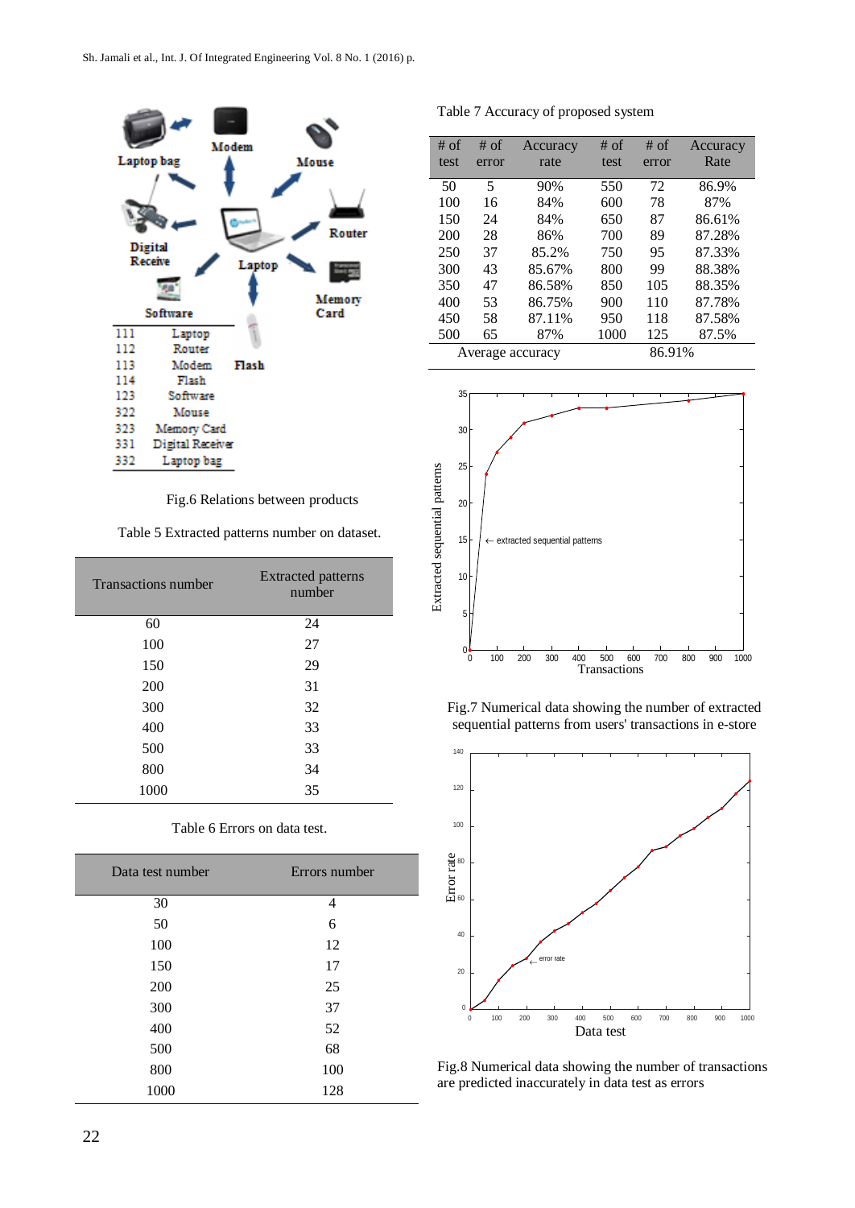| | |
|---|---|
| 111 | Laptop |
| 112 | Router |
| 113 | Modem |
| 114 | Flash |
| 123 | Software |
| 322 | Mouse |
| 323 | Memory Card |
| 331 | Digital Receiver |
| 332 | Laptop bag |

Fig.6 Relations between products

Table 5 Extracted patterns number on dataset.

| Transactions number | Extracted patterns number |
|---|---|
| 60 | 24 |
| 100 | 27 |
| 150 | 29 |
| 200 | 31 |
| 300 | 32 |
| 400 | 33 |
| 500 | 33 |
| 800 | 34 |
| 1000 | 35 |

Table 6 Errors on data test.

| Data test number | Errors number |
|---|---|
| 30 | 4 |
| 50 | 6 |
| 100 | 12 |
| 150 | 17 |
| 200 | 25 |
| 300 | 37 |
| 400 | 52 |
| 500 | 68 |
| 800 | 100 |
| 1000 | 128 |

Table 7 Accuracy of proposed system

| # of test | # of error | Accuracy rate | # of test | # of error | Accuracy Rate |
|---|---|---|---|---|---|
| 50 | 5 | 90% | 550 | 72 | 86.9% |
| 100 | 16 | 84% | 600 | 78 | 87% |
| 150 | 24 | 84% | 650 | 87 | 86.61% |
| 200 | 28 | 86% | 700 | 89 | 87.28% |
| 250 | 37 | 85.2% | 750 | 95 | 87.33% |
| 300 | 43 | 85.67% | 800 | 99 | 88.38% |
| 350 | 47 | 86.58% | 850 | 105 | 88.35% |
| 400 | 53 | 86.75% | 900 | 110 | 87.78% |
| 450 | 58 | 87.11% | 950 | 118 | 87.58% |
| 500 | 65 | 87% | 1000 | 125 | 87.5% |
| Average accuracy | | | 86.91% | | |

Fig.7 Numerical data showing the number of extracted sequential patterns from users' transactions in e-store

Fig.8 Numerical data showing the number of transactions are predicted inaccurately in data test as errors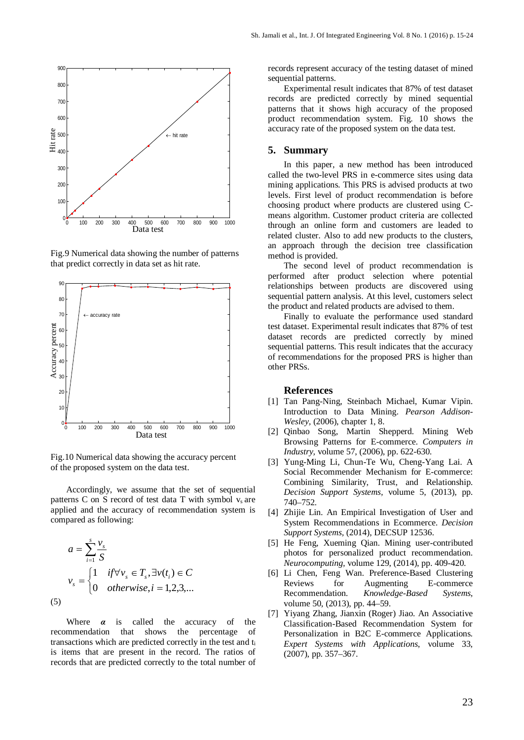Fig.9 Numerical data showing the number of patterns that predict correctly in data set as hit rate.

Fig.10 Numerical data showing the accuracy percent of the proposed system on the data test.

Accordingly, we assume that the set of sequential patterns C on S record of test data T with symbol $v_s$ are applied and the accuracy of recommendation system is compared as following:

$$a = \sum_{i=1}^{s} \frac{v_s}{S}$$

$$v_s = \begin{cases} 1 & if \forall v_s \in T_s, \exists v(t_i) \in C \\ 0 & otherwise, i = 1,2,3,... \end{cases}$$

(5)

Where $\alpha$ is called the accuracy of the recommendation that shows the percentage of transactions which are predicted correctly in the test and $t_i$ is items that are present in the record. The ratios of records that are predicted correctly to the total number of records represent accuracy of the testing dataset of mined sequential patterns.

Experimental result indicates that 87% of test dataset records are predicted correctly by mined sequential patterns that it shows high accuracy of the proposed product recommendation system. Fig. 10 shows the accuracy rate of the proposed system on the data test.

## 5. Summary

In this paper, a new method has been introduced called the two-level PRS in e-commerce sites using data mining applications. This PRS is advised products at two levels. First level of product recommendation is before choosing product where products are clustered using C-means algorithm. Customer product criteria are collected through an online form and customers are leaded to related cluster. Also to add new products to the clusters, an approach through the decision tree classification method is provided.

The second level of product recommendation is performed after product selection where potential relationships between products are discovered using sequential pattern analysis. At this level, customers select the product and related products are advised to them.

Finally to evaluate the performance used standard test dataset. Experimental result indicates that 87% of test dataset records are predicted correctly by mined sequential patterns. This result indicates that the accuracy of recommendations for the proposed PRS is higher than other PRSs.

## References

[1] Tan Pang-Ning, Steinbach Michael, Kumar Vipin. Introduction to Data Mining. *Pearson Addison-Wesley*, (2006), chapter 1, 8.

[2] Qinbao Song, Martin Shepperd. Mining Web Browsing Patterns for E-commerce. *Computers in Industry*, volume 57, (2006), pp. 622-630.

[3] Yung-Ming Li, Chun-Te Wu, Cheng-Yang Lai. A Social Recommender Mechanism for E-commerce: Combining Similarity, Trust, and Relationship. *Decision Support Systems*, volume 5, (2013), pp. 740–752.

[4] Zhijie Lin. An Empirical Investigation of User and System Recommendations in Ecommerce. *Decision Support Systems*, (2014), DECSUP 12536.

[5] He Feng, Xueming Qian. Mining user-contributed photos for personalized product recommendation. *Neurocomputing*, volume 129, (2014), pp. 409-420.

[6] Li Chen, Feng Wan. Preference-Based Clustering Reviews for Augmenting E-commerce Recommendation. *Knowledge-Based Systems*, volume 50, (2013), pp. 44–59.

[7] Yiyang Zhang, Jianxin (Roger) Jiao. An Associative Classification-Based Recommendation System for Personalization in B2C E-commerce Applications. *Expert Systems with Applications*, volume 33, (2007), pp. 357–367.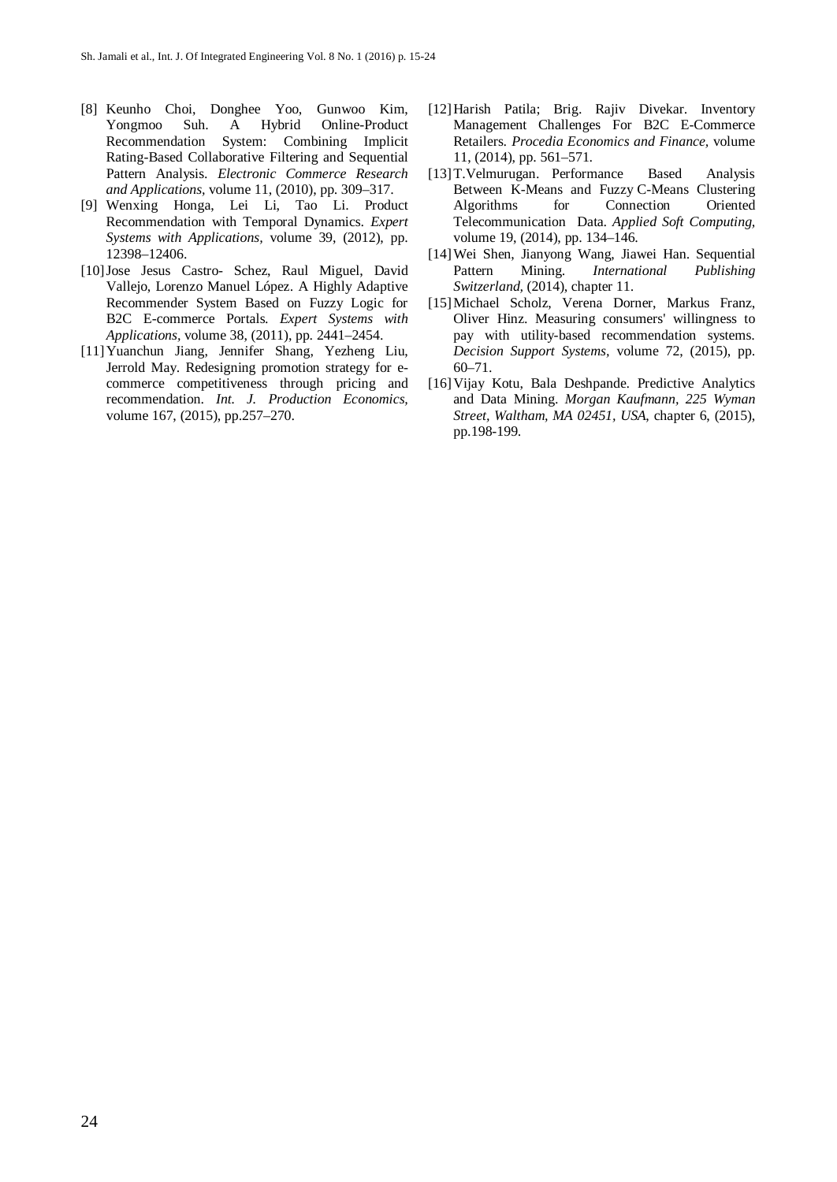[8] Keunho Choi, Donghee Yoo, Gunwoo Kim, Yongmoo Suh. A Hybrid Online-Product Recommendation System: Combining Implicit Rating-Based Collaborative Filtering and Sequential Pattern Analysis. *Electronic Commerce Research and Applications*, volume 11, (2010), pp. 309–317.

[9] Wenxing Honga, Lei Li, Tao Li. Product Recommendation with Temporal Dynamics. *Expert Systems with Applications*, volume 39, (2012), pp. 12398–12406.

[10] Jose Jesus Castro- Schez, Raul Miguel, David Vallejo, Lorenzo Manuel López. A Highly Adaptive Recommender System Based on Fuzzy Logic for B2C E-commerce Portals. *Expert Systems with Applications*, volume 38, (2011), pp. 2441–2454.

[11] Yuanchun Jiang, Jennifer Shang, Yezheng Liu, Jerrold May. Redesigning promotion strategy for e-commerce competitiveness through pricing and recommendation. *Int. J. Production Economics,* volume 167, (2015), pp.257–270.

[12] Harish Patila; Brig. Rajiv Divekar. Inventory Management Challenges For B2C E-Commerce Retailers. *Procedia Economics and Finance*, volume 11, (2014), pp. 561–571.

[13] T.Velmurugan. Performance Based Analysis Between K-Means and Fuzzy C-Means Clustering Algorithms for Connection Oriented Telecommunication Data. *Applied Soft Computing*, volume 19, (2014), pp. 134–146.

[14] Wei Shen, Jianyong Wang, Jiawei Han. Sequential Pattern Mining. *International Publishing Switzerland*, (2014), chapter 11.

[15] Michael Scholz, Verena Dorner, Markus Franz, Oliver Hinz. Measuring consumers' willingness to pay with utility-based recommendation systems. *Decision Support Systems*, volume 72, (2015), pp. 60–71.

[16] Vijay Kotu, Bala Deshpande. Predictive Analytics and Data Mining. *Morgan Kaufmann, 225 Wyman Street, Waltham, MA 02451, USA*, chapter 6, (2015), pp.198-199.